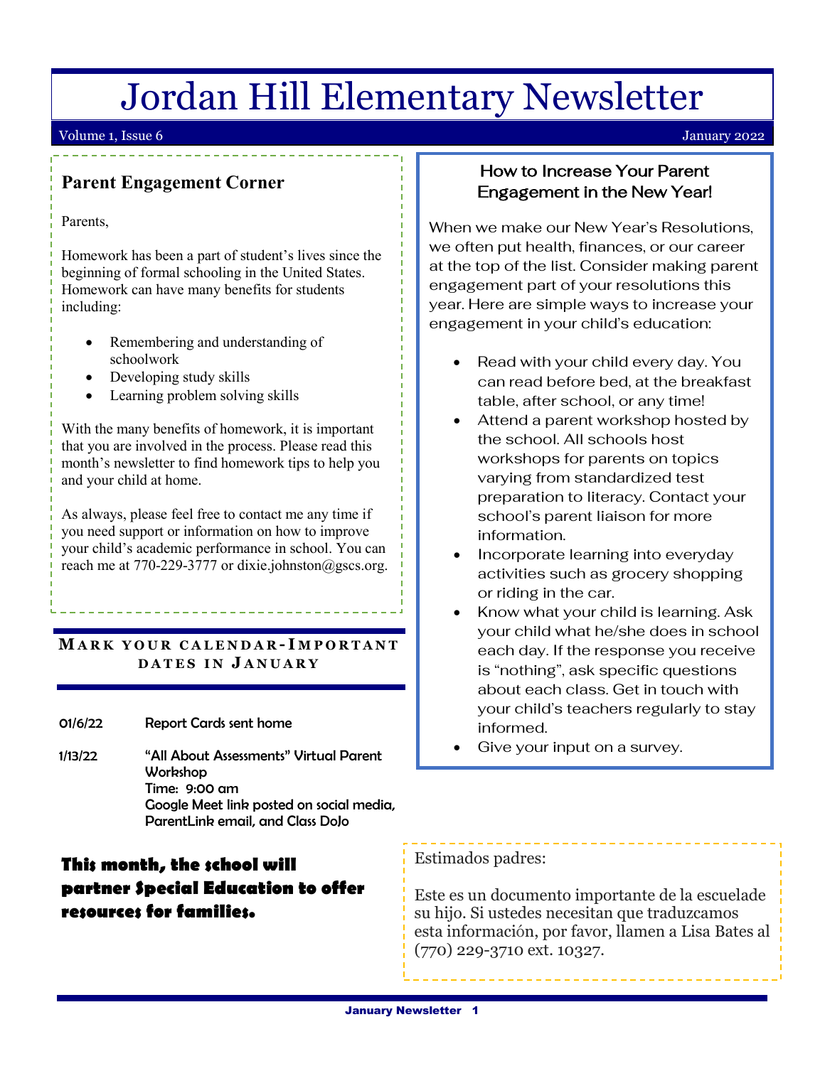# Jordan Hill Elementary Newsletter

Volume 1, Issue 6 | January 2022

## Parent Engagement Corner

Parents,

Homework has been a part of student's lives since the beginning of formal schooling in the United States. Homework can have many benefits for students including:

- Remembering and understanding of schoolwork
- Developing study skills
- Learning problem solving skills

With the many benefits of homework, it is important that you are involved in the process. Please read this month's newsletter to find homework tips to help you and your child at home.

As always, please feel free to contact me any time if you need support or information on how to improve your child's academic performance in school. You can reach me at 770-229-3777 or dixie.johnston@gscs.org.

## Mark your calendar-Important dates in January

01/6/22 Report Cards sent home

1/13/22 "All About Assessments" Virtual Parent Workshop
Time: 9:00 am
Google Meet link posted on social media, ParentLink email, and Class DoJo

**This month, the school will partner Special Education to offer resources for families.**

## How to Increase Your Parent Engagement in the New Year!

When we make our New Year's Resolutions, we often put health, finances, or our career at the top of the list. Consider making parent engagement part of your resolutions this year. Here are simple ways to increase your engagement in your child's education:

- Read with your child every day. You can read before bed, at the breakfast table, after school, or any time!
- Attend a parent workshop hosted by the school. All schools host workshops for parents on topics varying from standardized test preparation to literacy. Contact your school's parent liaison for more information.
- Incorporate learning into everyday activities such as grocery shopping or riding in the car.
- Know what your child is learning. Ask your child what he/she does in school each day. If the response you receive is "nothing", ask specific questions about each class. Get in touch with your child's teachers regularly to stay informed.
- Give your input on a survey.

Estimados padres:

Este es un documento importante de la escuelade su hijo. Si ustedes necesitan que traduzcamos esta información, por favor, llamen a Lisa Bates al (770) 229-3710 ext. 10327.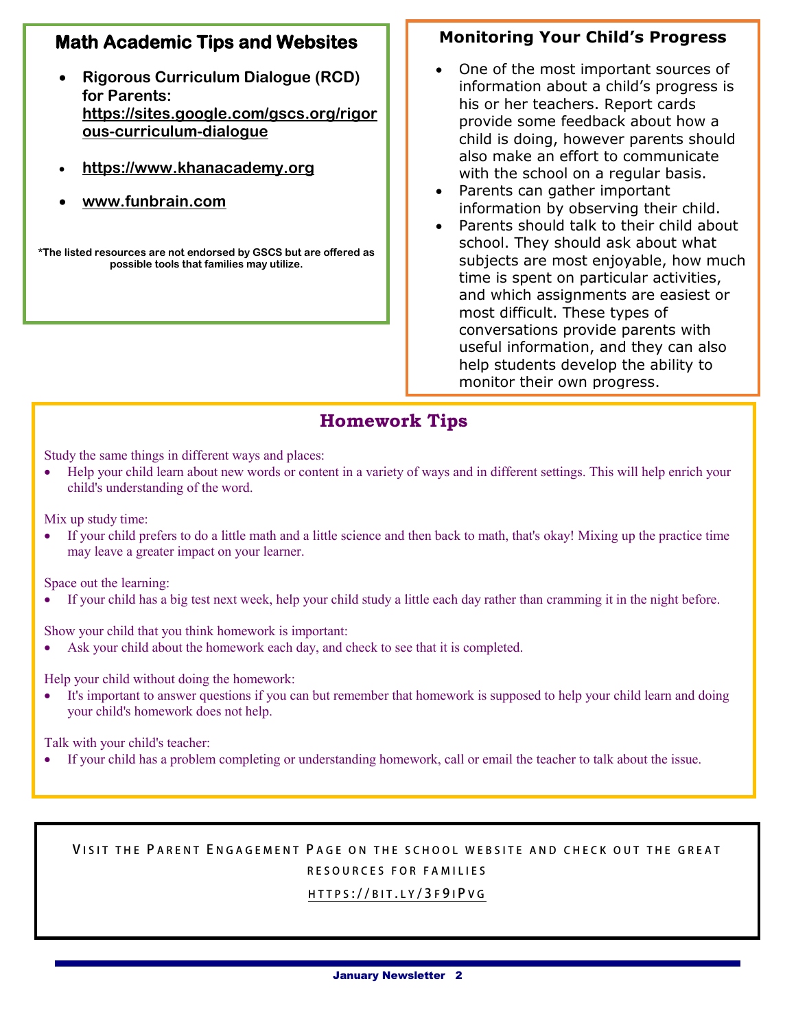## Math Academic Tips and Websites

- **Rigorous Curriculum Dialogue (RCD) for Parents: https://sites.google.com/gscs.org/rigorous-curriculum-dialogue**
- **https://www.khanacademy.org**
- **www.funbrain.com**

**\*The listed resources are not endorsed by GSCS but are offered as possible tools that families may utilize.**

## Monitoring Your Child's Progress

- One of the most important sources of information about a child's progress is his or her teachers. Report cards provide some feedback about how a child is doing, however parents should also make an effort to communicate with the school on a regular basis.
- Parents can gather important information by observing their child.
- Parents should talk to their child about school. They should ask about what subjects are most enjoyable, how much time is spent on particular activities, and which assignments are easiest or most difficult. These types of conversations provide parents with useful information, and they can also help students develop the ability to monitor their own progress.

## Homework Tips

Study the same things in different ways and places:

- Help your child learn about new words or content in a variety of ways and in different settings. This will help enrich your child's understanding of the word.

Mix up study time:

- If your child prefers to do a little math and a little science and then back to math, that's okay! Mixing up the practice time may leave a greater impact on your learner.

Space out the learning:

- If your child has a big test next week, help your child study a little each day rather than cramming it in the night before.

Show your child that you think homework is important:

- Ask your child about the homework each day, and check to see that it is completed.

Help your child without doing the homework:

- It's important to answer questions if you can but remember that homework is supposed to help your child learn and doing your child's homework does not help.

Talk with your child's teacher:

- If your child has a problem completing or understanding homework, call or email the teacher to talk about the issue.

Visit the Parent Engagement Page on the school website and check out the great resources for families

https://bit.ly/3f9iPvg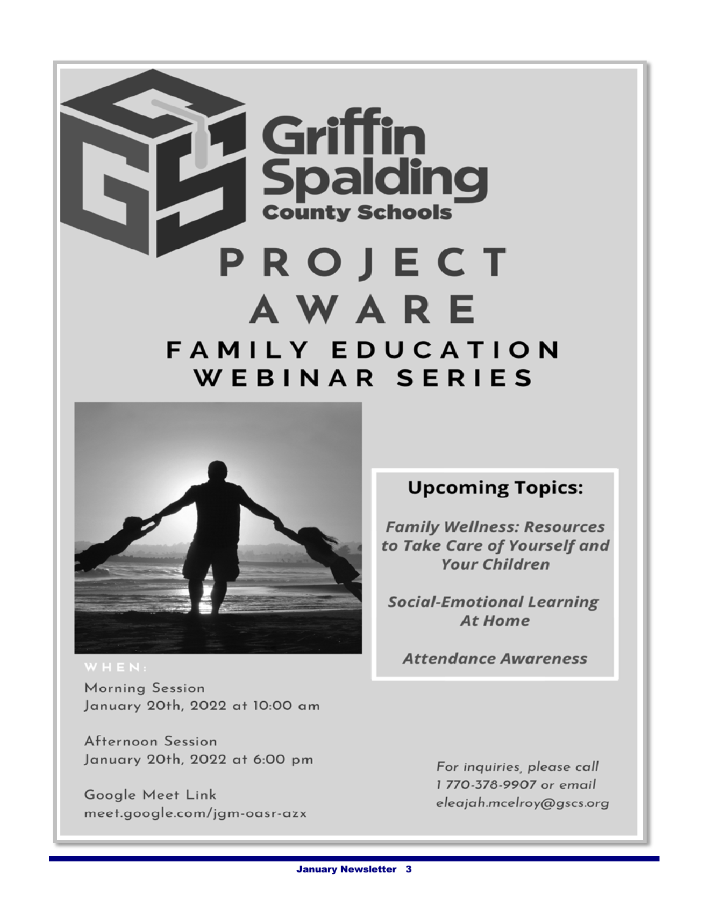Griffin Spalding County Schools

# PROJECT AWARE

## FAMILY EDUCATION WEBINAR SERIES

WHEN:

Morning Session
January 20th, 2022 at 10:00 am

Afternoon Session
January 20th, 2022 at 6:00 pm

Google Meet Link
meet.google.com/jgm-oasr-azx

### Upcoming Topics:

***Family Wellness: Resources to Take Care of Yourself and Your Children***

***Social-Emotional Learning At Home***

***Attendance Awareness***

*For inquiries, please call 1 770-378-9907 or email eleajah.mcelroy@gscs.org*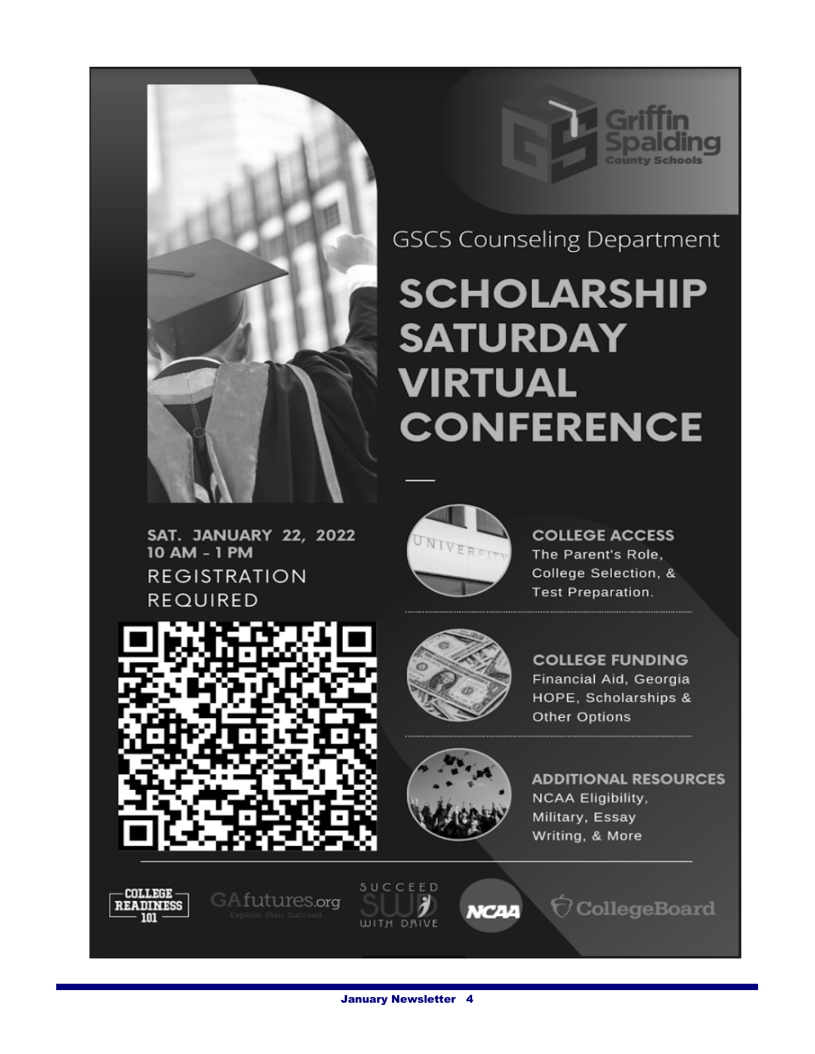Griffin Spalding County Schools

GSCS Counseling Department

# SCHOLARSHIP SATURDAY VIRTUAL CONFERENCE

**SAT. JANUARY 22, 2022**
**10 AM - 1 PM**

REGISTRATION REQUIRED

**COLLEGE ACCESS**
The Parent's Role, College Selection, & Test Preparation.

**COLLEGE FUNDING**
Financial Aid, Georgia HOPE, Scholarships & Other Options

**ADDITIONAL RESOURCES**
NCAA Eligibility, Military, Essay Writing, & More

COLLEGE READINESS 101 | GAfutures.org Explore. Plan. Succeed. | SUCCEED WITH DRIVE | NCAA | CollegeBoard